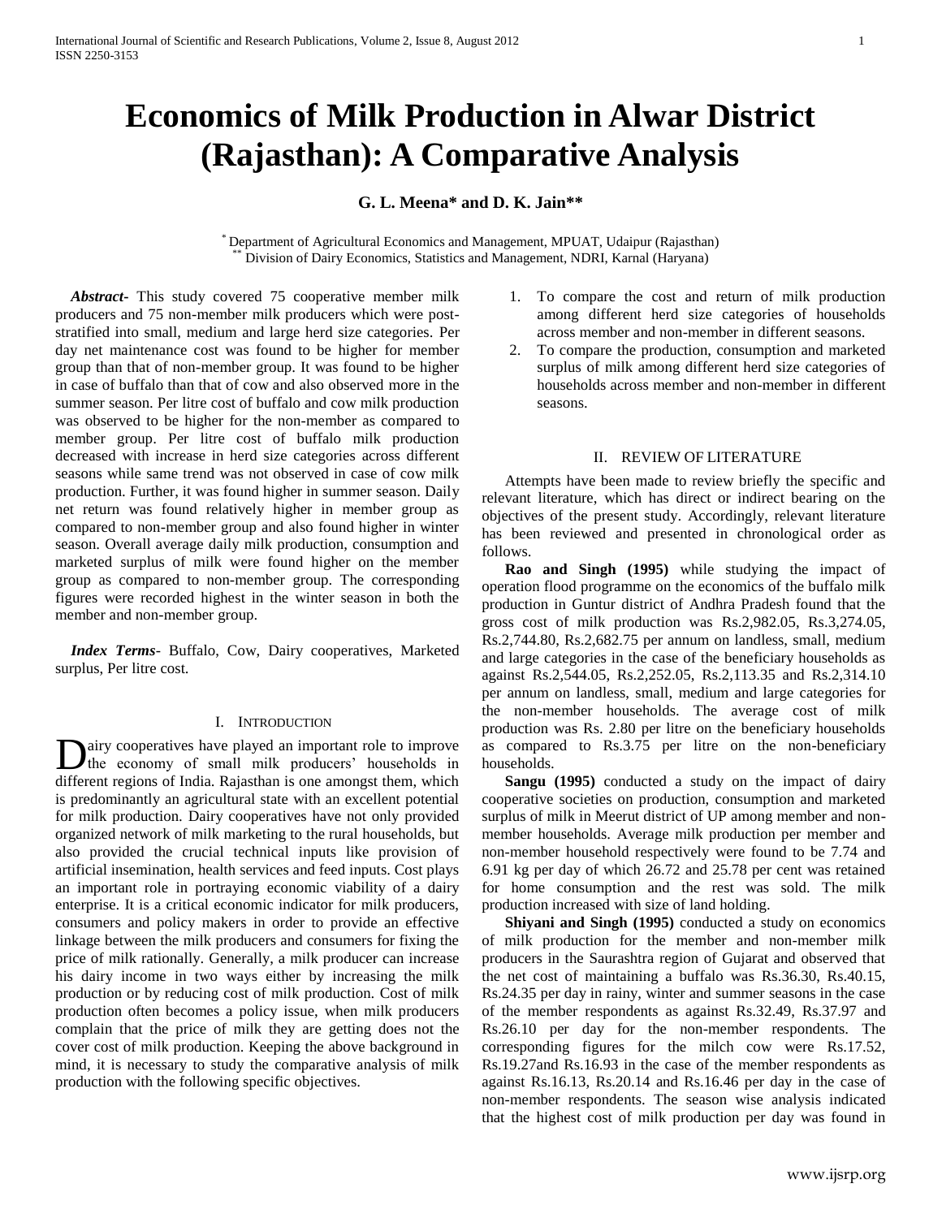# Economics of Milk Production in Alwar District (Rajasthan): A Comparative Analysis

**G. L. Meena\* and D. K. Jain\*\***

\* Department of Agricultural Economics and Management, MPUAT, Udaipur (Rajasthan)
\*\* Division of Dairy Economics, Statistics and Management, NDRI, Karnal (Haryana)

***Abstract***- This study covered 75 cooperative member milk producers and 75 non-member milk producers which were post-stratified into small, medium and large herd size categories. Per day net maintenance cost was found to be higher for member group than that of non-member group. It was found to be higher in case of buffalo than that of cow and also observed more in the summer season. Per litre cost of buffalo and cow milk production was observed to be higher for the non-member as compared to member group. Per litre cost of buffalo milk production decreased with increase in herd size categories across different seasons while same trend was not observed in case of cow milk production. Further, it was found higher in summer season. Daily net return was found relatively higher in member group as compared to non-member group and also found higher in winter season. Overall average daily milk production, consumption and marketed surplus of milk were found higher on the member group as compared to non-member group. The corresponding figures were recorded highest in the winter season in both the member and non-member group.

***Index Terms***- Buffalo, Cow, Dairy cooperatives, Marketed surplus, Per litre cost.

## I. Introduction

Dairy cooperatives have played an important role to improve the economy of small milk producers' households in different regions of India. Rajasthan is one amongst them, which is predominantly an agricultural state with an excellent potential for milk production. Dairy cooperatives have not only provided organized network of milk marketing to the rural households, but also provided the crucial technical inputs like provision of artificial insemination, health services and feed inputs. Cost plays an important role in portraying economic viability of a dairy enterprise. It is a critical economic indicator for milk producers, consumers and policy makers in order to provide an effective linkage between the milk producers and consumers for fixing the price of milk rationally. Generally, a milk producer can increase his dairy income in two ways either by increasing the milk production or by reducing cost of milk production. Cost of milk production often becomes a policy issue, when milk producers complain that the price of milk they are getting does not the cover cost of milk production. Keeping the above background in mind, it is necessary to study the comparative analysis of milk production with the following specific objectives.

1. To compare the cost and return of milk production among different herd size categories of households across member and non-member in different seasons.
2. To compare the production, consumption and marketed surplus of milk among different herd size categories of households across member and non-member in different seasons.

## II. Review of Literature

Attempts have been made to review briefly the specific and relevant literature, which has direct or indirect bearing on the objectives of the present study. Accordingly, relevant literature has been reviewed and presented in chronological order as follows.

**Rao and Singh (1995)** while studying the impact of operation flood programme on the economics of the buffalo milk production in Guntur district of Andhra Pradesh found that the gross cost of milk production was Rs.2,982.05, Rs.3,274.05, Rs.2,744.80, Rs.2,682.75 per annum on landless, small, medium and large categories in the case of the beneficiary households as against Rs.2,544.05, Rs.2,252.05, Rs.2,113.35 and Rs.2,314.10 per annum on landless, small, medium and large categories for the non-member households. The average cost of milk production was Rs. 2.80 per litre on the beneficiary households as compared to Rs.3.75 per litre on the non-beneficiary households.

**Sangu (1995)** conducted a study on the impact of dairy cooperative societies on production, consumption and marketed surplus of milk in Meerut district of UP among member and non-member households. Average milk production per member and non-member household respectively were found to be 7.74 and 6.91 kg per day of which 26.72 and 25.78 per cent was retained for home consumption and the rest was sold. The milk production increased with size of land holding.

**Shiyani and Singh (1995)** conducted a study on economics of milk production for the member and non-member milk producers in the Saurashtra region of Gujarat and observed that the net cost of maintaining a buffalo was Rs.36.30, Rs.40.15, Rs.24.35 per day in rainy, winter and summer seasons in the case of the member respondents as against Rs.32.49, Rs.37.97 and Rs.26.10 per day for the non-member respondents. The corresponding figures for the milch cow were Rs.17.52, Rs.19.27and Rs.16.93 in the case of the member respondents as against Rs.16.13, Rs.20.14 and Rs.16.46 per day in the case of non-member respondents. The season wise analysis indicated that the highest cost of milk production per day was found in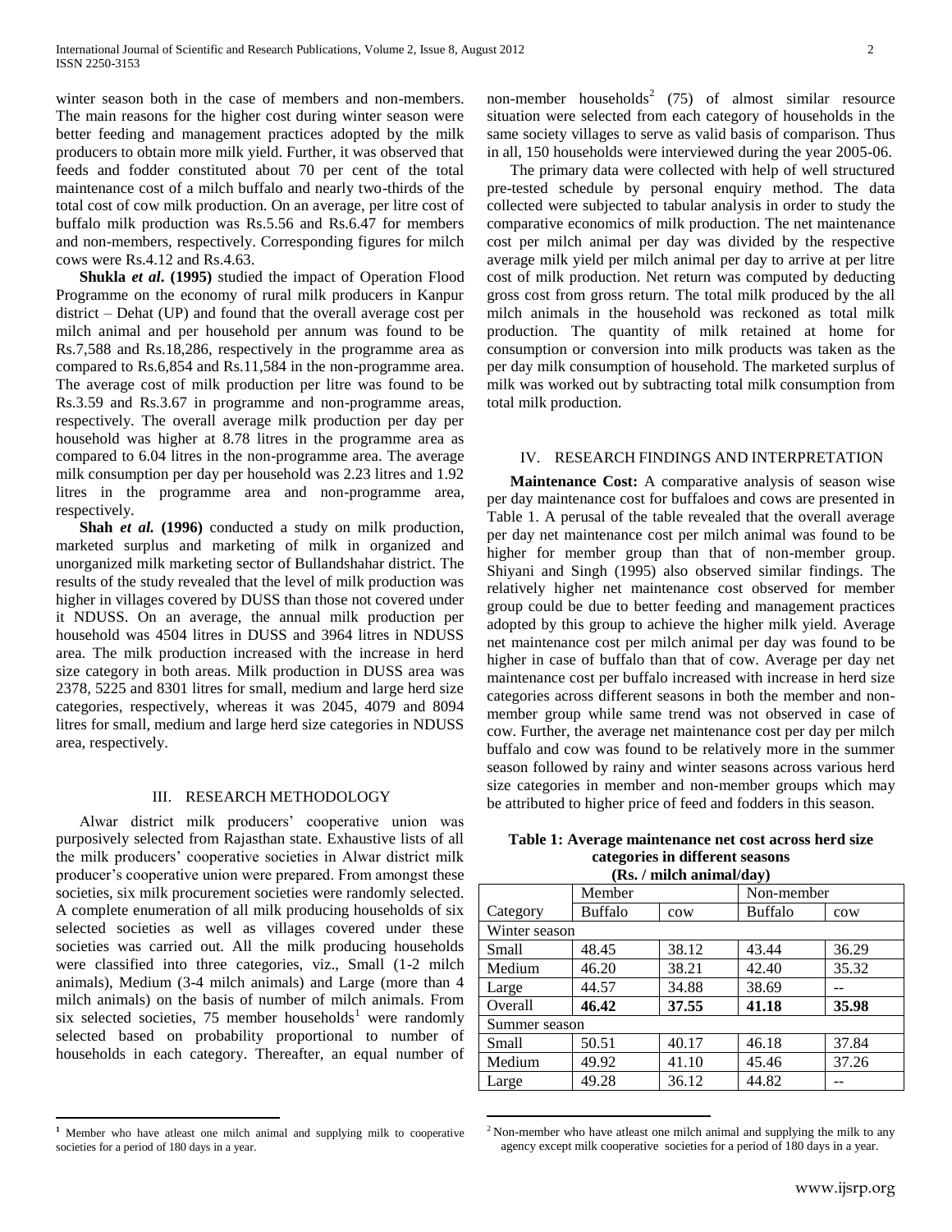winter season both in the case of members and non-members. The main reasons for the higher cost during winter season were better feeding and management practices adopted by the milk producers to obtain more milk yield. Further, it was observed that feeds and fodder constituted about 70 per cent of the total maintenance cost of a milch buffalo and nearly two-thirds of the total cost of cow milk production. On an average, per litre cost of buffalo milk production was Rs.5.56 and Rs.6.47 for members and non-members, respectively. Corresponding figures for milch cows were Rs.4.12 and Rs.4.63.

**Shukla *et al*. (1995)** studied the impact of Operation Flood Programme on the economy of rural milk producers in Kanpur district – Dehat (UP) and found that the overall average cost per milch animal and per household per annum was found to be Rs.7,588 and Rs.18,286, respectively in the programme area as compared to Rs.6,854 and Rs.11,584 in the non-programme area. The average cost of milk production per litre was found to be Rs.3.59 and Rs.3.67 in programme and non-programme areas, respectively. The overall average milk production per day per household was higher at 8.78 litres in the programme area as compared to 6.04 litres in the non-programme area. The average milk consumption per day per household was 2.23 litres and 1.92 litres in the programme area and non-programme area, respectively.

**Shah *et al.* (1996)** conducted a study on milk production, marketed surplus and marketing of milk in organized and unorganized milk marketing sector of Bullandshahar district. The results of the study revealed that the level of milk production was higher in villages covered by DUSS than those not covered under it NDUSS. On an average, the annual milk production per household was 4504 litres in DUSS and 3964 litres in NDUSS area. The milk production increased with the increase in herd size category in both areas. Milk production in DUSS area was 2378, 5225 and 8301 litres for small, medium and large herd size categories, respectively, whereas it was 2045, 4079 and 8094 litres for small, medium and large herd size categories in NDUSS area, respectively.

## III. RESEARCH METHODOLOGY

Alwar district milk producers' cooperative union was purposively selected from Rajasthan state. Exhaustive lists of all the milk producers' cooperative societies in Alwar district milk producer's cooperative union were prepared. From amongst these societies, six milk procurement societies were randomly selected. A complete enumeration of all milk producing households of six selected societies as well as villages covered under these societies was carried out. All the milk producing households were classified into three categories, viz., Small (1-2 milch animals), Medium (3-4 milch animals) and Large (more than 4 milch animals) on the basis of number of milch animals. From six selected societies, 75 member households[1] were randomly selected based on probability proportional to number of households in each category. Thereafter, an equal number of non-member households[2] (75) of almost similar resource situation were selected from each category of households in the same society villages to serve as valid basis of comparison. Thus in all, 150 households were interviewed during the year 2005-06.

The primary data were collected with help of well structured pre-tested schedule by personal enquiry method. The data collected were subjected to tabular analysis in order to study the comparative economics of milk production. The net maintenance cost per milch animal per day was divided by the respective average milk yield per milch animal per day to arrive at per litre cost of milk production. Net return was computed by deducting gross cost from gross return. The total milk produced by the all milch animals in the household was reckoned as total milk production. The quantity of milk retained at home for consumption or conversion into milk products was taken as the per day milk consumption of household. The marketed surplus of milk was worked out by subtracting total milk consumption from total milk production.

## IV. RESEARCH FINDINGS AND INTERPRETATION

**Maintenance Cost:** A comparative analysis of season wise per day maintenance cost for buffaloes and cows are presented in Table 1. A perusal of the table revealed that the overall average per day net maintenance cost per milch animal was found to be higher for member group than that of non-member group. Shiyani and Singh (1995) also observed similar findings. The relatively higher net maintenance cost observed for member group could be due to better feeding and management practices adopted by this group to achieve the higher milk yield. Average net maintenance cost per milch animal per day was found to be higher in case of buffalo than that of cow. Average per day net maintenance cost per buffalo increased with increase in herd size categories across different seasons in both the member and non-member group while same trend was not observed in case of cow. Further, the average net maintenance cost per day per milch buffalo and cow was found to be relatively more in the summer season followed by rainy and winter seasons across various herd size categories in member and non-member groups which may be attributed to higher price of feed and fodders in this season.

**Table 1: Average maintenance net cost across herd size categories in different seasons (Rs. / milch animal/day)**

| | Member | | Non-member | |
|---|---|---|---|---|
| Category | Buffalo | cow | Buffalo | cow |
| Winter season | | | | |
| Small | 48.45 | 38.12 | 43.44 | 36.29 |
| Medium | 46.20 | 38.21 | 42.40 | 35.32 |
| Large | 44.57 | 34.88 | 38.69 | -- |
| **Overall** | **46.42** | **37.55** | **41.18** | **35.98** |
| Summer season | | | | |
| Small | 50.51 | 40.17 | 46.18 | 37.84 |
| Medium | 49.92 | 41.10 | 45.46 | 37.26 |
| Large | 49.28 | 36.12 | 44.82 | -- |

[1] Member who have atleast one milch animal and supplying milk to cooperative societies for a period of 180 days in a year.

[2] Non-member who have atleast one milch animal and supplying the milk to any agency except milk cooperative societies for a period of 180 days in a year.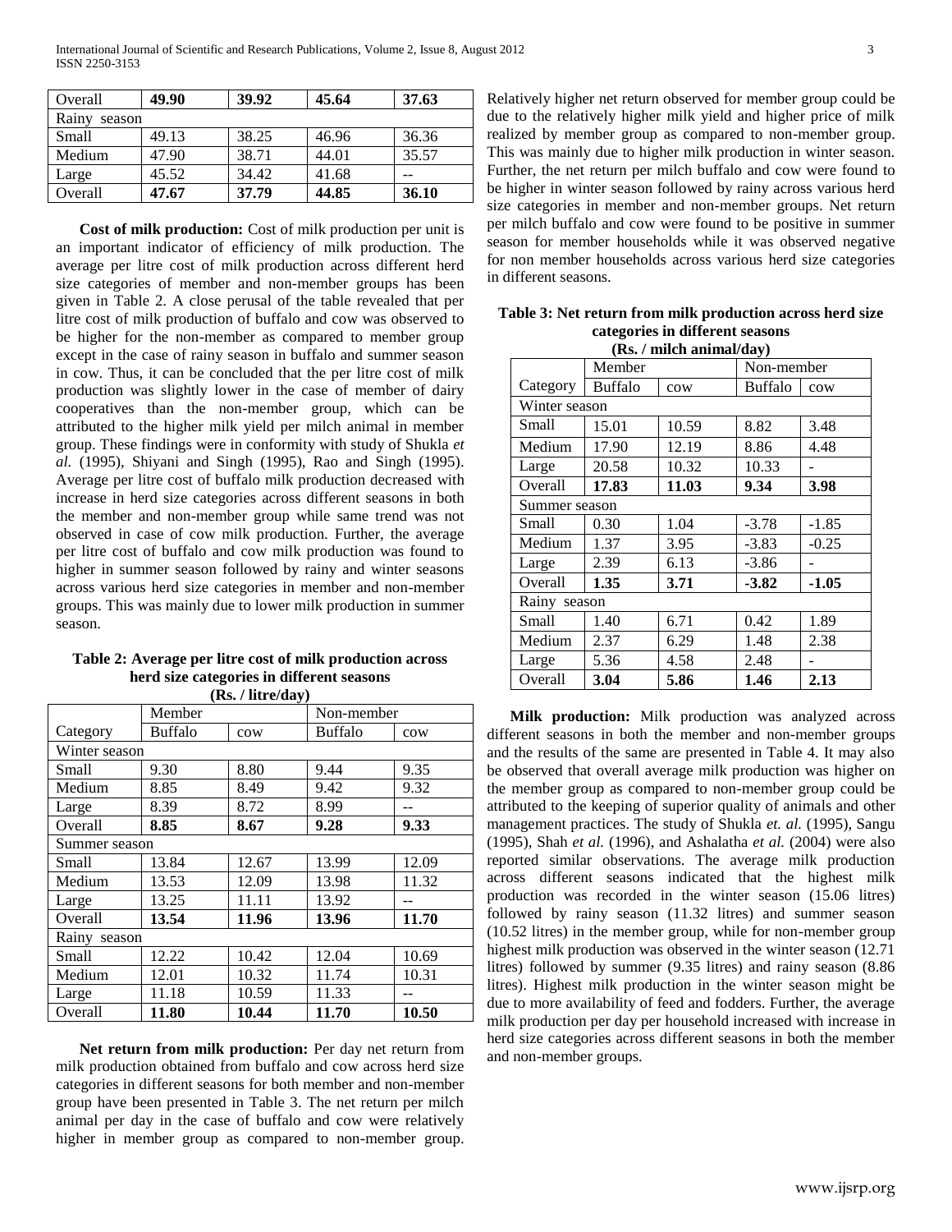| Overall | **49.90** | **39.92** | **45.64** | **37.63** |
|---|---|---|---|---|
| Rainy season | | | | |
| Small | 49.13 | 38.25 | 46.96 | 36.36 |
| Medium | 47.90 | 38.71 | 44.01 | 35.57 |
| Large | 45.52 | 34.42 | 41.68 | -- |
| Overall | **47.67** | **37.79** | **44.85** | **36.10** |

**Cost of milk production:** Cost of milk production per unit is an important indicator of efficiency of milk production. The average per litre cost of milk production across different herd size categories of member and non-member groups has been given in Table 2. A close perusal of the table revealed that per litre cost of milk production of buffalo and cow was observed to be higher for the non-member as compared to member group except in the case of rainy season in buffalo and summer season in cow. Thus, it can be concluded that the per litre cost of milk production was slightly lower in the case of member of dairy cooperatives than the non-member group, which can be attributed to the higher milk yield per milch animal in member group. These findings were in conformity with study of Shukla *et al.* (1995), Shiyani and Singh (1995), Rao and Singh (1995). Average per litre cost of buffalo milk production decreased with increase in herd size categories across different seasons in both the member and non-member group while same trend was not observed in case of cow milk production. Further, the average per litre cost of buffalo and cow milk production was found to higher in summer season followed by rainy and winter seasons across various herd size categories in member and non-member groups. This was mainly due to lower milk production in summer season.

**Table 2: Average per litre cost of milk production across herd size categories in different seasons (Rs. / litre/day)**

| | Member | | Non-member | |
|---|---|---|---|---|
| Category | Buffalo | cow | Buffalo | cow |
| Winter season | | | | |
| Small | 9.30 | 8.80 | 9.44 | 9.35 |
| Medium | 8.85 | 8.49 | 9.42 | 9.32 |
| Large | 8.39 | 8.72 | 8.99 | -- |
| Overall | **8.85** | **8.67** | **9.28** | **9.33** |
| Summer season | | | | |
| Small | 13.84 | 12.67 | 13.99 | 12.09 |
| Medium | 13.53 | 12.09 | 13.98 | 11.32 |
| Large | 13.25 | 11.11 | 13.92 | -- |
| Overall | **13.54** | **11.96** | **13.96** | **11.70** |
| Rainy season | | | | |
| Small | 12.22 | 10.42 | 12.04 | 10.69 |
| Medium | 12.01 | 10.32 | 11.74 | 10.31 |
| Large | 11.18 | 10.59 | 11.33 | -- |
| Overall | **11.80** | **10.44** | **11.70** | **10.50** |

**Net return from milk production:** Per day net return from milk production obtained from buffalo and cow across herd size categories in different seasons for both member and non-member group have been presented in Table 3. The net return per milch animal per day in the case of buffalo and cow were relatively higher in member group as compared to non-member group. Relatively higher net return observed for member group could be due to the relatively higher milk yield and higher price of milk realized by member group as compared to non-member group. This was mainly due to higher milk production in winter season. Further, the net return per milch buffalo and cow were found to be higher in winter season followed by rainy across various herd size categories in member and non-member groups. Net return per milch buffalo and cow were found to be positive in summer season for member households while it was observed negative for non member households across various herd size categories in different seasons.

**Table 3: Net return from milk production across herd size categories in different seasons (Rs. / milch animal/day)**

| | Member | | Non-member | |
|---|---|---|---|---|
| Category | Buffalo | cow | Buffalo | cow |
| Winter season | | | | |
| Small | 15.01 | 10.59 | 8.82 | 3.48 |
| Medium | 17.90 | 12.19 | 8.86 | 4.48 |
| Large | 20.58 | 10.32 | 10.33 | - |
| Overall | **17.83** | **11.03** | **9.34** | **3.98** |
| Summer season | | | | |
| Small | 0.30 | 1.04 | -3.78 | -1.85 |
| Medium | 1.37 | 3.95 | -3.83 | -0.25 |
| Large | 2.39 | 6.13 | -3.86 | - |
| Overall | **1.35** | **3.71** | **-3.82** | **-1.05** |
| Rainy season | | | | |
| Small | 1.40 | 6.71 | 0.42 | 1.89 |
| Medium | 2.37 | 6.29 | 1.48 | 2.38 |
| Large | 5.36 | 4.58 | 2.48 | - |
| Overall | **3.04** | **5.86** | **1.46** | **2.13** |

**Milk production:** Milk production was analyzed across different seasons in both the member and non-member groups and the results of the same are presented in Table 4. It may also be observed that overall average milk production was higher on the member group as compared to non-member group could be attributed to the keeping of superior quality of animals and other management practices. The study of Shukla *et. al.* (1995), Sangu (1995), Shah *et al.* (1996), and Ashalatha *et al.* (2004) were also reported similar observations. The average milk production across different seasons indicated that the highest milk production was recorded in the winter season (15.06 litres) followed by rainy season (11.32 litres) and summer season (10.52 litres) in the member group, while for non-member group highest milk production was observed in the winter season (12.71 litres) followed by summer (9.35 litres) and rainy season (8.86 litres). Highest milk production in the winter season might be due to more availability of feed and fodders. Further, the average milk production per day per household increased with increase in herd size categories across different seasons in both the member and non-member groups.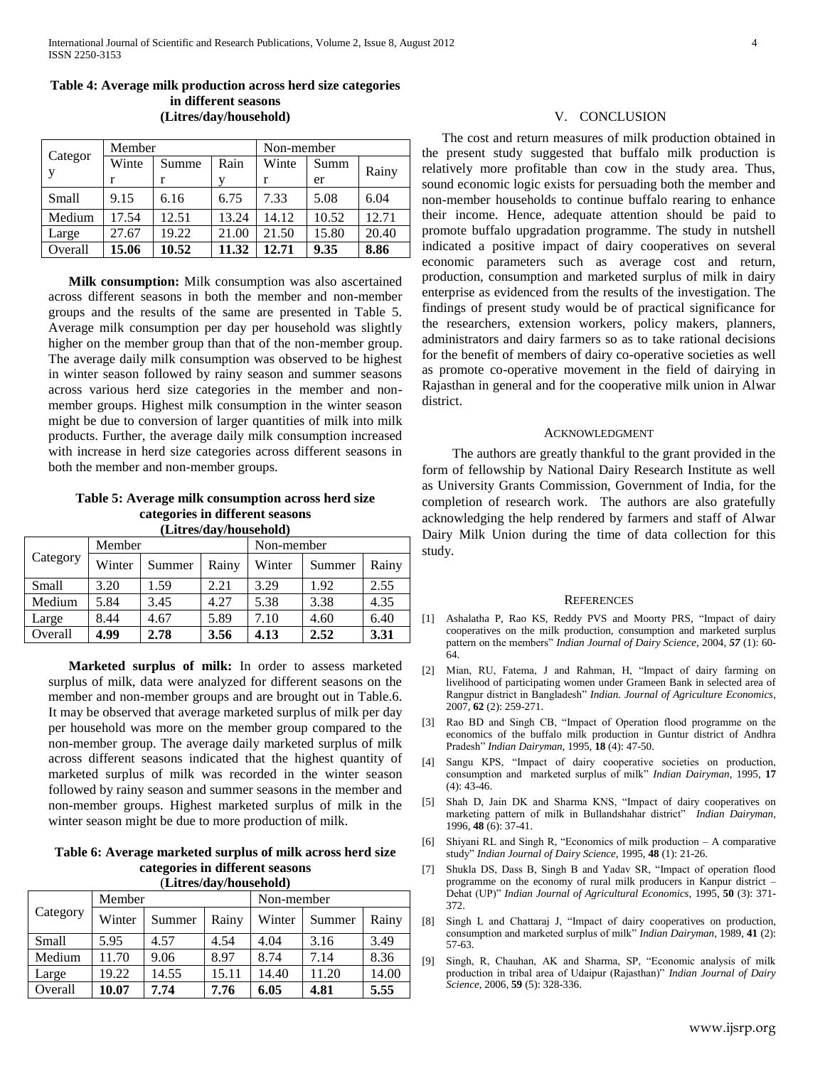**Table 4: Average milk production across herd size categories in different seasons (Litres/day/household)**

| Category | Member | | | Non-member | | |
|---|---|---|---|---|---|---|
| | Winter | Summer | Rainy | Winter | Summer | Rainy |
| Small | 9.15 | 6.16 | 6.75 | 7.33 | 5.08 | 6.04 |
| Medium | 17.54 | 12.51 | 13.24 | 14.12 | 10.52 | 12.71 |
| Large | 27.67 | 19.22 | 21.00 | 21.50 | 15.80 | 20.40 |
| Overall | **15.06** | **10.52** | **11.32** | **12.71** | **9.35** | **8.86** |

**Milk consumption:** Milk consumption was also ascertained across different seasons in both the member and non-member groups and the results of the same are presented in Table 5. Average milk consumption per day per household was slightly higher on the member group than that of the non-member group. The average daily milk consumption was observed to be highest in winter season followed by rainy season and summer seasons across various herd size categories in the member and non-member groups. Highest milk consumption in the winter season might be due to conversion of larger quantities of milk into milk products. Further, the average daily milk consumption increased with increase in herd size categories across different seasons in both the member and non-member groups.

**Table 5: Average milk consumption across herd size categories in different seasons (Litres/day/household)**

| Category | Member | | | Non-member | | |
|---|---|---|---|---|---|---|
| | Winter | Summer | Rainy | Winter | Summer | Rainy |
| Small | 3.20 | 1.59 | 2.21 | 3.29 | 1.92 | 2.55 |
| Medium | 5.84 | 3.45 | 4.27 | 5.38 | 3.38 | 4.35 |
| Large | 8.44 | 4.67 | 5.89 | 7.10 | 4.60 | 6.40 |
| Overall | **4.99** | **2.78** | **3.56** | **4.13** | **2.52** | **3.31** |

**Marketed surplus of milk:** In order to assess marketed surplus of milk, data were analyzed for different seasons on the member and non-member groups and are brought out in Table.6. It may be observed that average marketed surplus of milk per day per household was more on the member group compared to the non-member group. The average daily marketed surplus of milk across different seasons indicated that the highest quantity of marketed surplus of milk was recorded in the winter season followed by rainy season and summer seasons in the member and non-member groups. Highest marketed surplus of milk in the winter season might be due to more production of milk.

**Table 6: Average marketed surplus of milk across herd size categories in different seasons (Litres/day/household)**

| Category | Member | | | Non-member | | |
|---|---|---|---|---|---|---|
| | Winter | Summer | Rainy | Winter | Summer | Rainy |
| Small | 5.95 | 4.57 | 4.54 | 4.04 | 3.16 | 3.49 |
| Medium | 11.70 | 9.06 | 8.97 | 8.74 | 7.14 | 8.36 |
| Large | 19.22 | 14.55 | 15.11 | 14.40 | 11.20 | 14.00 |
| Overall | **10.07** | **7.74** | **7.76** | **6.05** | **4.81** | **5.55** |

## V. CONCLUSION

The cost and return measures of milk production obtained in the present study suggested that buffalo milk production is relatively more profitable than cow in the study area. Thus, sound economic logic exists for persuading both the member and non-member households to continue buffalo rearing to enhance their income. Hence, adequate attention should be paid to promote buffalo upgradation programme. The study in nutshell indicated a positive impact of dairy cooperatives on several economic parameters such as average cost and return, production, consumption and marketed surplus of milk in dairy enterprise as evidenced from the results of the investigation. The findings of present study would be of practical significance for the researchers, extension workers, policy makers, planners, administrators and dairy farmers so as to take rational decisions for the benefit of members of dairy co-operative societies as well as promote co-operative movement in the field of dairying in Rajasthan in general and for the cooperative milk union in Alwar district.

## ACKNOWLEDGMENT

The authors are greatly thankful to the grant provided in the form of fellowship by National Dairy Research Institute as well as University Grants Commission, Government of India, for the completion of research work. The authors are also gratefully acknowledging the help rendered by farmers and staff of Alwar Dairy Milk Union during the time of data collection for this study.

## REFERENCES

[1] Ashalatha P, Rao KS, Reddy PVS and Moorty PRS, "Impact of dairy cooperatives on the milk production, consumption and marketed surplus pattern on the members" *Indian Journal of Dairy Science*, 2004, ***57*** (1): 60-64.

[2] Mian, RU, Fatema, J and Rahman, H, "Impact of dairy farming on livelihood of participating women under Grameen Bank in selected area of Rangpur district in Bangladesh" *Indian. Journal of Agriculture Economics*, 2007, **62** (2): 259-271.

[3] Rao BD and Singh CB, "Impact of Operation flood programme on the economics of the buffalo milk production in Guntur district of Andhra Pradesh" *Indian Dairyman*, 1995, **18** (4): 47-50.

[4] Sangu KPS, "Impact of dairy cooperative societies on production, consumption and marketed surplus of milk" *Indian Dairyman*, 1995, **17** (4): 43-46.

[5] Shah D, Jain DK and Sharma KNS, "Impact of dairy cooperatives on marketing pattern of milk in Bullandshahar district" *Indian Dairyman*, 1996, **48** (6): 37-41.

[6] Shiyani RL and Singh R, "Economics of milk production – A comparative study" *Indian Journal of Dairy Science*, 1995, **48** (1): 21-26.

[7] Shukla DS, Dass B, Singh B and Yadav SR, "Impact of operation flood programme on the economy of rural milk producers in Kanpur district – Dehat (UP)" *Indian Journal of Agricultural Economics*, 1995, **50** (3): 371-372.

[8] Singh L and Chattaraj J, "Impact of dairy cooperatives on production, consumption and marketed surplus of milk" *Indian Dairyman*, 1989, **41** (2): 57-63.

[9] Singh, R, Chauhan, AK and Sharma, SP, "Economic analysis of milk production in tribal area of Udaipur (Rajasthan)" *Indian Journal of Dairy Science*, 2006, **59** (5): 328-336.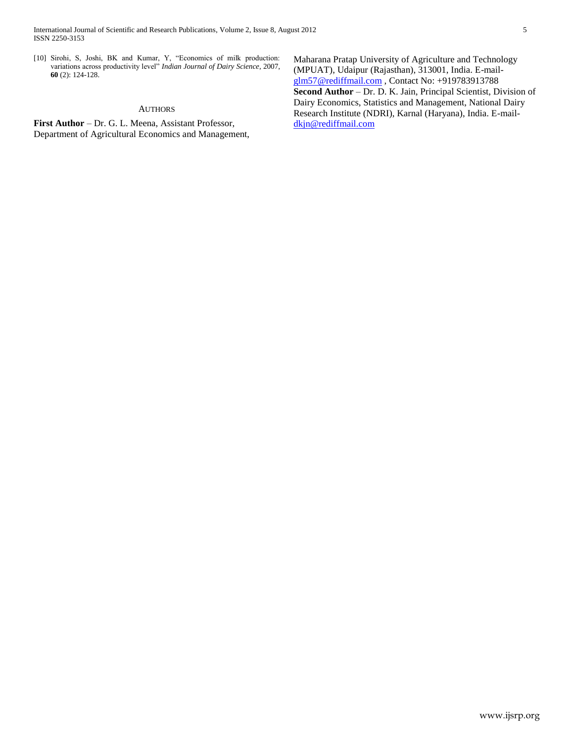[10] Sirohi, S, Joshi, BK and Kumar, Y, "Economics of milk production: variations across productivity level" *Indian Journal of Dairy Science*, 2007, **60** (2): 124-128.

## AUTHORS

**First Author** – Dr. G. L. Meena, Assistant Professor, Department of Agricultural Economics and Management, Maharana Pratap University of Agriculture and Technology (MPUAT), Udaipur (Rajasthan), 313001, India. E-mail- glm57@rediffmail.com , Contact No: +919783913788

**Second Author** – Dr. D. K. Jain, Principal Scientist, Division of Dairy Economics, Statistics and Management, National Dairy Research Institute (NDRI), Karnal (Haryana), India. E-mail- dkjn@rediffmail.com